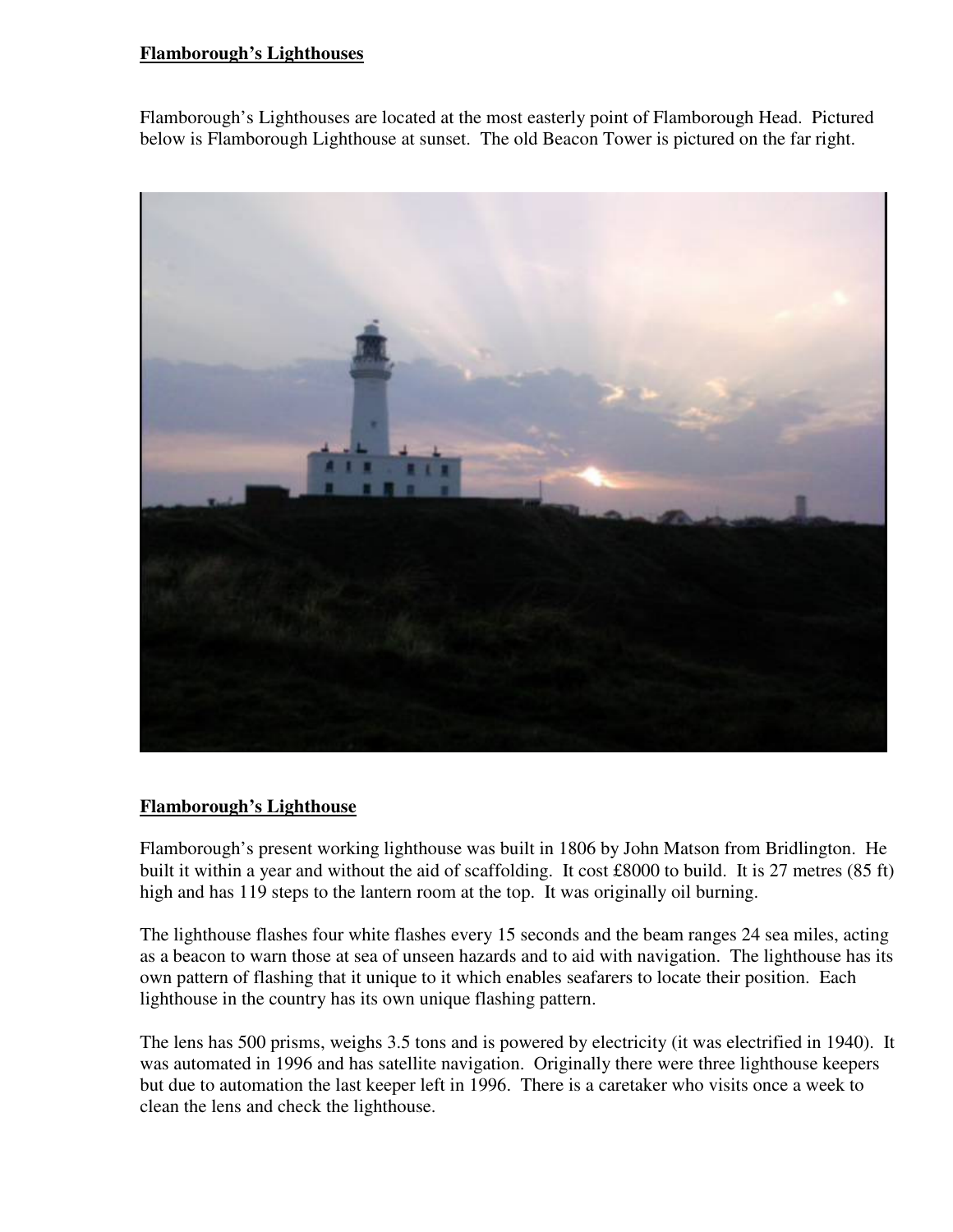## Flamborough's Lighthouses

Flamborough's Lighthouses are located at the most easterly point of Flamborough Head. Pictured below is Flamborough Lighthouse at sunset. The old Beacon Tower is pictured on the far right.

## Flamborough's Lighthouse

Flamborough's present working lighthouse was built in 1806 by John Matson from Bridlington. He built it within a year and without the aid of scaffolding. It cost £8000 to build. It is 27 metres (85 ft) high and has 119 steps to the lantern room at the top. It was originally oil burning.

The lighthouse flashes four white flashes every 15 seconds and the beam ranges 24 sea miles, acting as a beacon to warn those at sea of unseen hazards and to aid with navigation. The lighthouse has its own pattern of flashing that it unique to it which enables seafarers to locate their position. Each lighthouse in the country has its own unique flashing pattern.

The lens has 500 prisms, weighs 3.5 tons and is powered by electricity (it was electrified in 1940). It was automated in 1996 and has satellite navigation. Originally there were three lighthouse keepers but due to automation the last keeper left in 1996. There is a caretaker who visits once a week to clean the lens and check the lighthouse.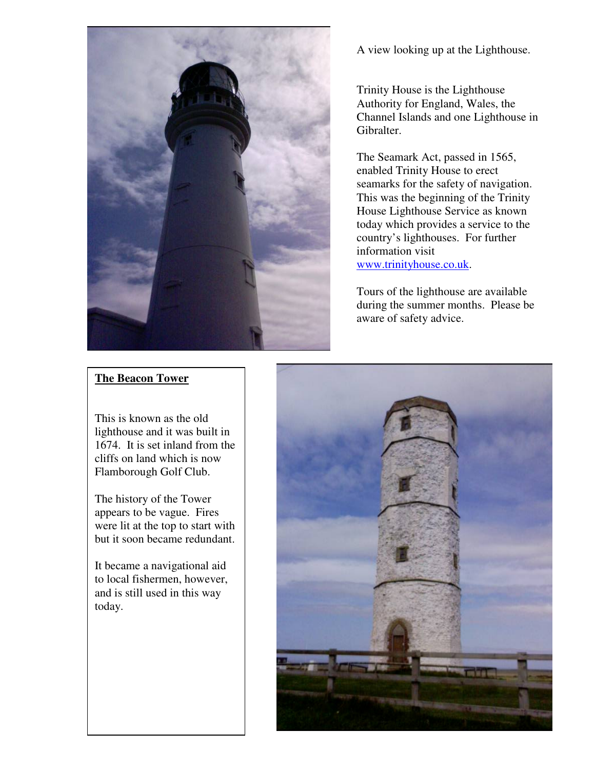A view looking up at the Lighthouse.

Trinity House is the Lighthouse Authority for England, Wales, the Channel Islands and one Lighthouse in Gibralter.

The Seamark Act, passed in 1565, enabled Trinity House to erect seamarks for the safety of navigation. This was the beginning of the Trinity House Lighthouse Service as known today which provides a service to the country's lighthouses. For further information visit [www.trinityhouse.co.uk](http://www.trinityhouse.co.uk).

Tours of the lighthouse are available during the summer months. Please be aware of safety advice.

**The Beacon Tower**

This is known as the old lighthouse and it was built in 1674. It is set inland from the cliffs on land which is now Flamborough Golf Club.

The history of the Tower appears to be vague. Fires were lit at the top to start with but it soon became redundant.

It became a navigational aid to local fishermen, however, and is still used in this way today.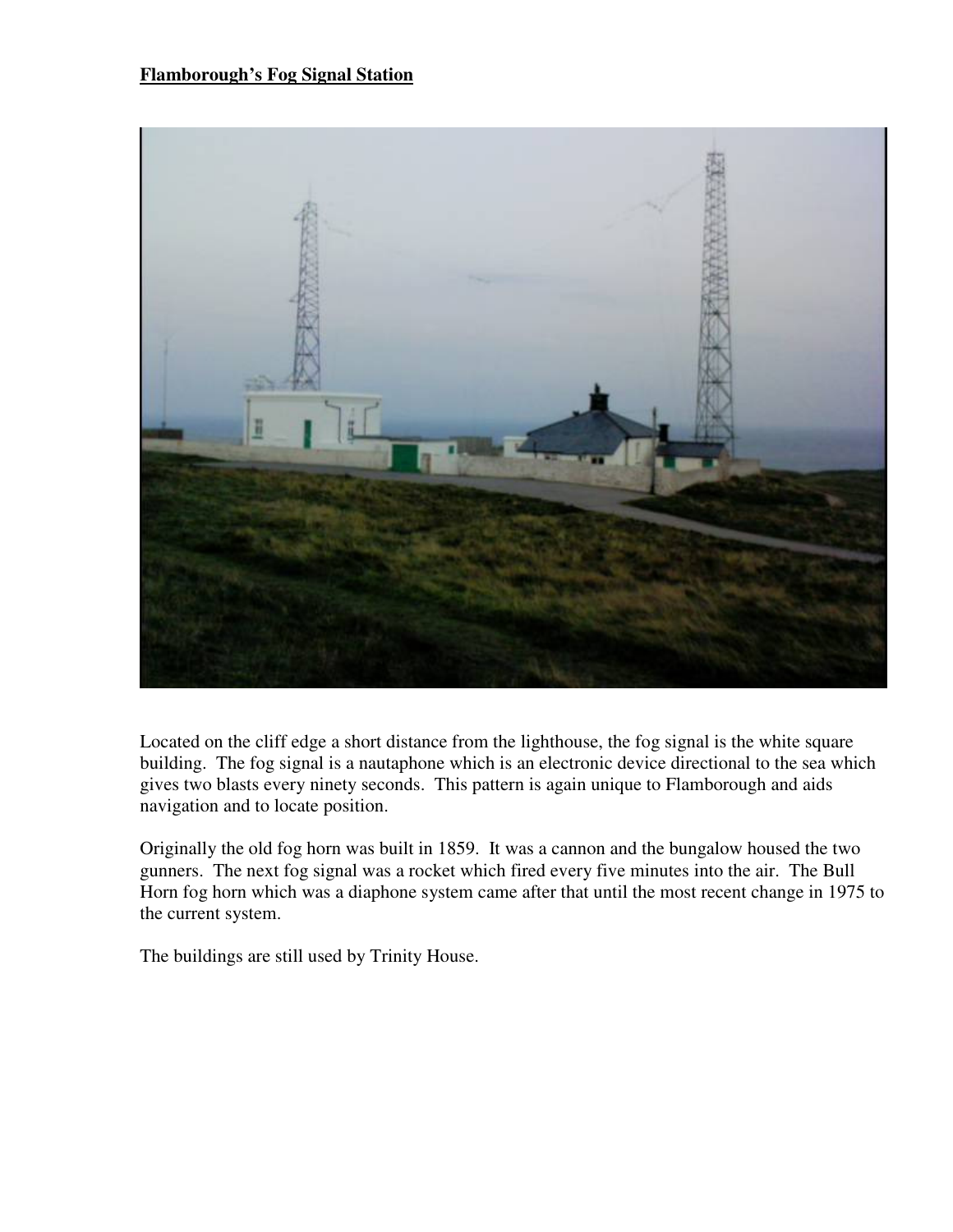**Flamborough's Fog Signal Station**

Located on the cliff edge a short distance from the lighthouse, the fog signal is the white square building. The fog signal is a nautaphone which is an electronic device directional to the sea which gives two blasts every ninety seconds. This pattern is again unique to Flamborough and aids navigation and to locate position.

Originally the old fog horn was built in 1859. It was a cannon and the bungalow housed the two gunners. The next fog signal was a rocket which fired every five minutes into the air. The Bull Horn fog horn which was a diaphone system came after that until the most recent change in 1975 to the current system.

The buildings are still used by Trinity House.